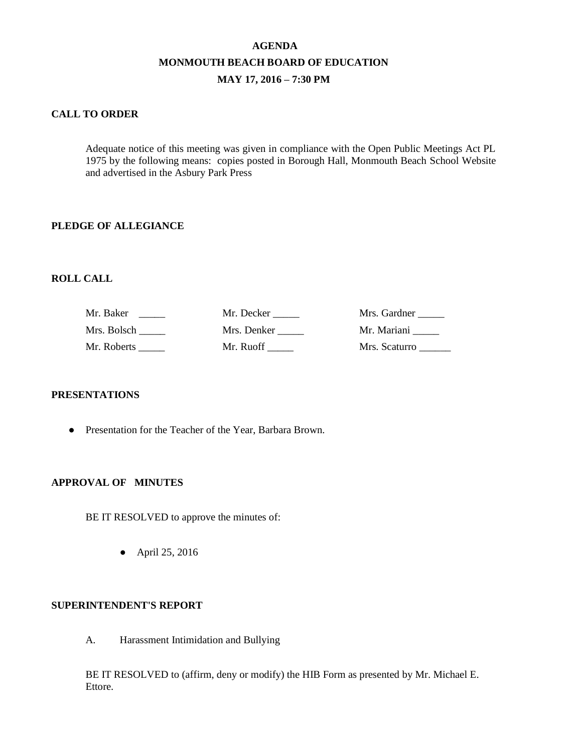# AGENDA

## MONMOUTH BEACH BOARD OF EDUCATION

### MAY 17, 2016 – 7:30 PM

**CALL TO ORDER**

Adequate notice of this meeting was given in compliance with the Open Public Meetings Act PL 1975 by the following means: copies posted in Borough Hall, Monmouth Beach School Website and advertised in the Asbury Park Press

**PLEDGE OF ALLEGIANCE**

**ROLL CALL**

| | | |
|---|---|---|
| Mr. Baker _____ | Mr. Decker _____ | Mrs. Gardner _____ |
| Mrs. Bolsch _____ | Mrs. Denker _____ | Mr. Mariani _____ |
| Mr. Roberts _____ | Mr. Ruoff _____ | Mrs. Scaturro ______ |

**PRESENTATIONS**

- Presentation for the Teacher of the Year, Barbara Brown.

**APPROVAL OF MINUTES**

BE IT RESOLVED to approve the minutes of:

- April 25, 2016

**SUPERINTENDENT'S REPORT**

A. Harassment Intimidation and Bullying

BE IT RESOLVED to (affirm, deny or modify) the HIB Form as presented by Mr. Michael E. Ettore.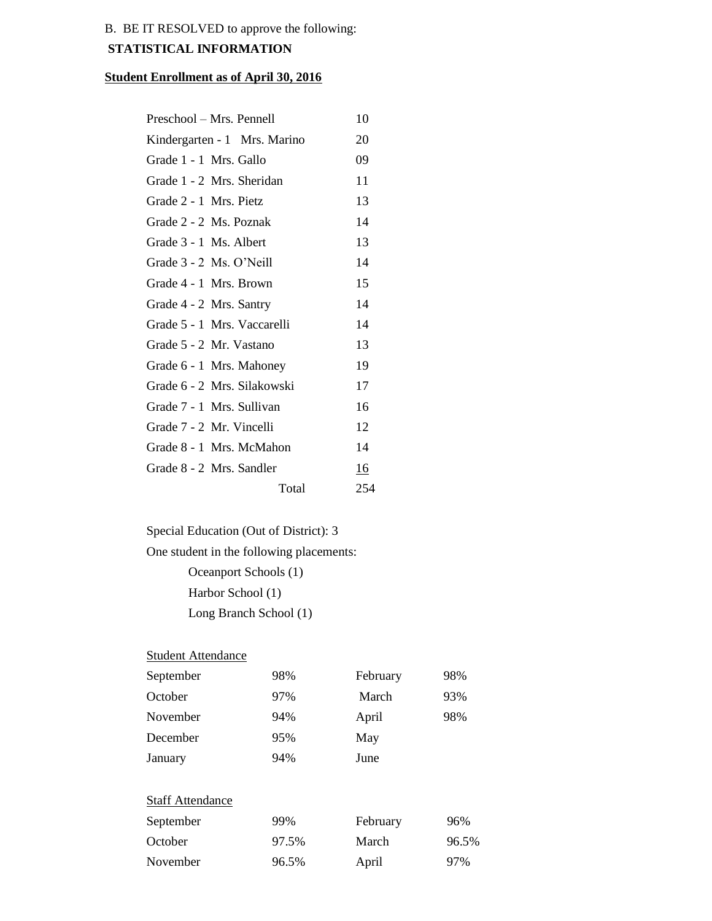B. BE IT RESOLVED to approve the following:

**STATISTICAL INFORMATION**

**Student Enrollment as of April 30, 2016**

| | |
|---|---|
| Preschool – Mrs. Pennell | 10 |
| Kindergarten - 1 Mrs. Marino | 20 |
| Grade 1 - 1 Mrs. Gallo | 09 |
| Grade 1 - 2 Mrs. Sheridan | 11 |
| Grade 2 - 1 Mrs. Pietz | 13 |
| Grade 2 - 2 Ms. Poznak | 14 |
| Grade 3 - 1 Ms. Albert | 13 |
| Grade 3 - 2 Ms. O'Neill | 14 |
| Grade 4 - 1 Mrs. Brown | 15 |
| Grade 4 - 2 Mrs. Santry | 14 |
| Grade 5 - 1 Mrs. Vaccarelli | 14 |
| Grade 5 - 2 Mr. Vastano | 13 |
| Grade 6 - 1 Mrs. Mahoney | 19 |
| Grade 6 - 2 Mrs. Silakowski | 17 |
| Grade 7 - 1 Mrs. Sullivan | 16 |
| Grade 7 - 2 Mr. Vincelli | 12 |
| Grade 8 - 1 Mrs. McMahon | 14 |
| Grade 8 - 2 Mrs. Sandler | 16 |
| Total | 254 |

Special Education (Out of District): 3

One student in the following placements:

- Oceanport Schools (1)
- Harbor School (1)
- Long Branch School (1)

Student Attendance

| | | | |
|---|---|---|---|
| September | 98% | February | 98% |
| October | 97% | March | 93% |
| November | 94% | April | 98% |
| December | 95% | May | |
| January | 94% | June | |

Staff Attendance

| | | | |
|---|---|---|---|
| September | 99% | February | 96% |
| October | 97.5% | March | 96.5% |
| November | 96.5% | April | 97% |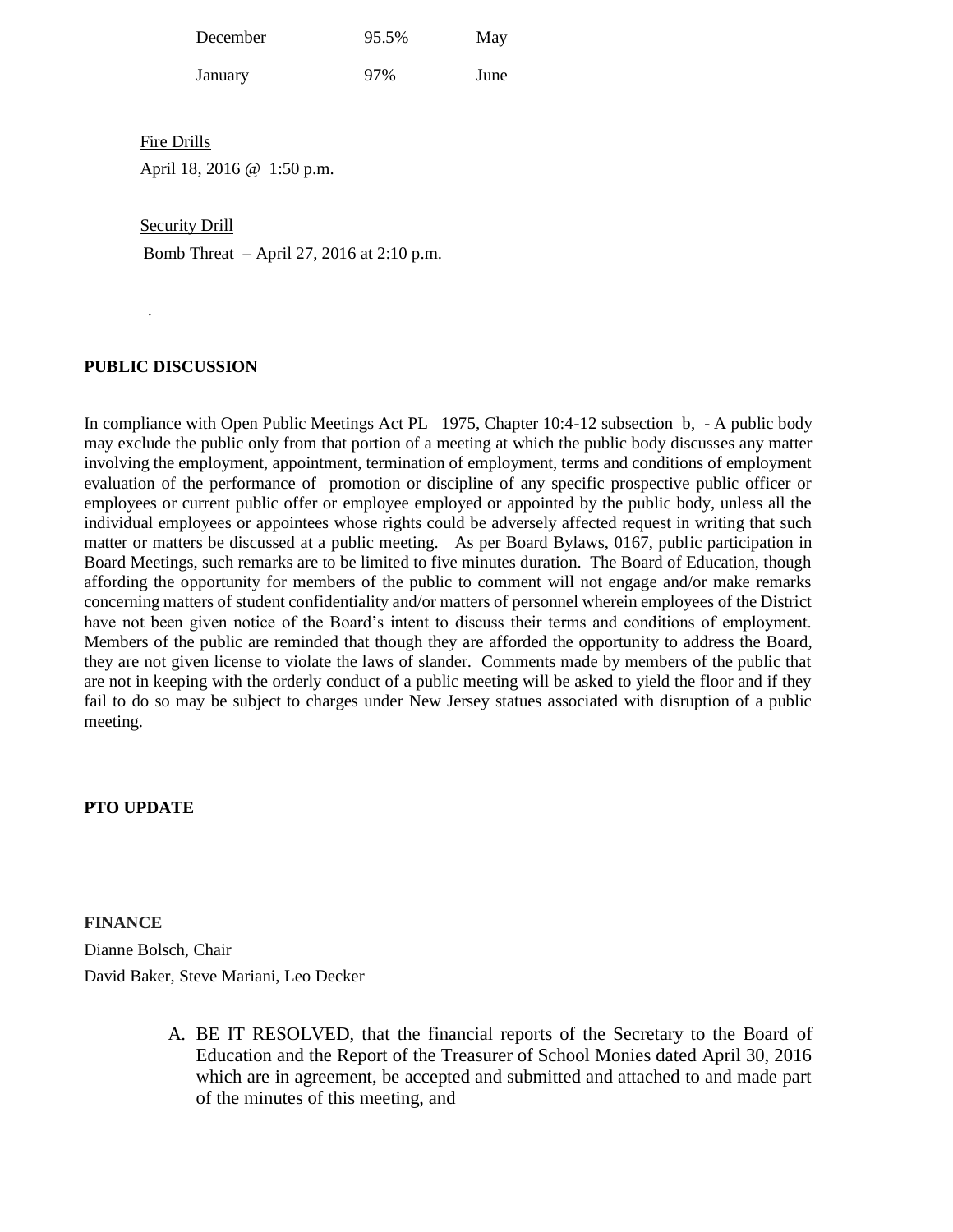| | | |
|---|---|---|
| December | 95.5% | May |
| January | 97% | June |

Fire Drills

April 18, 2016 @ 1:50 p.m.

Security Drill

Bomb Threat – April 27, 2016 at 2:10 p.m.

.

**PUBLIC DISCUSSION**

In compliance with Open Public Meetings Act PL 1975, Chapter 10:4-12 subsection b, - A public body may exclude the public only from that portion of a meeting at which the public body discusses any matter involving the employment, appointment, termination of employment, terms and conditions of employment evaluation of the performance of promotion or discipline of any specific prospective public officer or employees or current public offer or employee employed or appointed by the public body, unless all the individual employees or appointees whose rights could be adversely affected request in writing that such matter or matters be discussed at a public meeting. As per Board Bylaws, 0167, public participation in Board Meetings, such remarks are to be limited to five minutes duration. The Board of Education, though affording the opportunity for members of the public to comment will not engage and/or make remarks concerning matters of student confidentiality and/or matters of personnel wherein employees of the District have not been given notice of the Board's intent to discuss their terms and conditions of employment. Members of the public are reminded that though they are afforded the opportunity to address the Board, they are not given license to violate the laws of slander. Comments made by members of the public that are not in keeping with the orderly conduct of a public meeting will be asked to yield the floor and if they fail to do so may be subject to charges under New Jersey statues associated with disruption of a public meeting.

**PTO UPDATE**

**FINANCE**

Dianne Bolsch, Chair

David Baker, Steve Mariani, Leo Decker

A. BE IT RESOLVED, that the financial reports of the Secretary to the Board of Education and the Report of the Treasurer of School Monies dated April 30, 2016 which are in agreement, be accepted and submitted and attached to and made part of the minutes of this meeting, and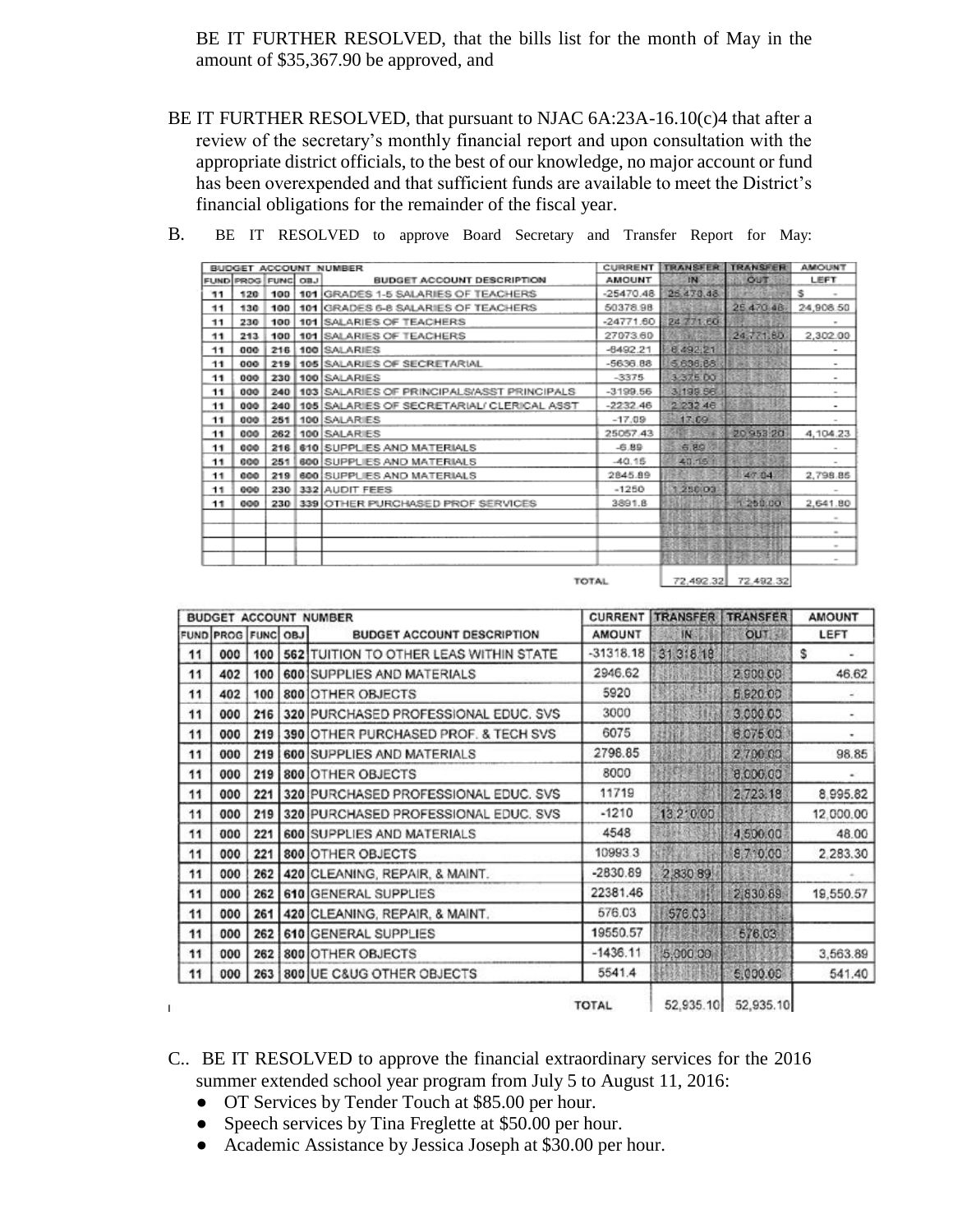BE IT FURTHER RESOLVED, that the bills list for the month of May in the amount of $35,367.90 be approved, and

BE IT FURTHER RESOLVED, that pursuant to NJAC 6A:23A-16.10(c)4 that after a review of the secretary's monthly financial report and upon consultation with the appropriate district officials, to the best of our knowledge, no major account or fund has been overexpended and that sufficient funds are available to meet the District's financial obligations for the remainder of the fiscal year.

B. BE IT RESOLVED to approve Board Secretary and Transfer Report for May:

| BUDGET ACCOUNT NUMBER | | | | | CURRENT | TRANSFER | TRANSFER | AMOUNT |
|---|---|---|---|---|---|---|---|---|
| FUND | PROG | FUNC | OBJ | BUDGET ACCOUNT DESCRIPTION | AMOUNT | IN | OUT | LEFT |
| 11 | 120 | 100 | 101 | GRADES 1-5 SALARIES OF TEACHERS | -25470.48 | 25,470.48 | | $ - |
| 11 | 130 | 100 | 101 | GRADES 6-8 SALARIES OF TEACHERS | 50378.98 | | 25,470.48 | 24,908.50 |
| 11 | 230 | 100 | 101 | SALARIES OF TEACHERS | -24771.60 | 24,771.60 | | - |
| 11 | 213 | 100 | 101 | SALARIES OF TEACHERS | 27073.60 | | 24,771.60 | 2,302.00 |
| 11 | 000 | 216 | 100 | SALARIES | -8492.21 | 8,492.21 | | - |
| 11 | 000 | 219 | 105 | SALARIES OF SECRETARIAL | -5636.88 | 5,636.88 | | - |
| 11 | 000 | 230 | 100 | SALARIES | -3375 | 3,375.00 | | - |
| 11 | 000 | 240 | 103 | SALARIES OF PRINCIPALS/ASST PRINCIPALS | -3199.56 | 3,199.56 | | - |
| 11 | 000 | 240 | 105 | SALARIES OF SECRETARIAL/ CLERICAL ASST | -2232.46 | 2,232.46 | | - |
| 11 | 000 | 251 | 100 | SALARIES | -17.09 | 17.09 | | - |
| 11 | 000 | 262 | 100 | SALARIES | 25057.43 | | 20,953.20 | 4,104.23 |
| 11 | 000 | 216 | 610 | SUPPLIES AND MATERIALS | -6.89 | 6.89 | | - |
| 11 | 000 | 251 | 600 | SUPPLIES AND MATERIALS | -40.15 | 40.15 | | - |
| 11 | 000 | 219 | 600 | SUPPLIES AND MATERIALS | 2845.89 | | 47.04 | 2,798.85 |
| 11 | 000 | 230 | 332 | AUDIT FEES | -1250 | 1,250.00 | | - |
| 11 | 000 | 230 | 339 | OTHER PURCHASED PROF SERVICES | 3891.8 | | 1,250.00 | 2,641.80 |
| | | | | | | | | - |
| | | | | | | | | - |
| | | | | | | | | - |
| | | | | | | | | - |
| | | | | | TOTAL | 72,492.32 | 72,492.32 | |

| BUDGET ACCOUNT NUMBER | | | | | CURRENT | TRANSFER | TRANSFER | AMOUNT |
|---|---|---|---|---|---|---|---|---|
| FUND | PROG | FUNC | OBJ | BUDGET ACCOUNT DESCRIPTION | AMOUNT | IN | OUT | LEFT |
| 11 | 000 | 100 | 562 | TUITION TO OTHER LEAS WITHIN STATE | -31318.18 | 31,318.18 | | $ - |
| 11 | 402 | 100 | 600 | SUPPLIES AND MATERIALS | 2946.62 | | 2,900.00 | 46.62 |
| 11 | 402 | 100 | 800 | OTHER OBJECTS | 5920 | | 5,920.00 | - |
| 11 | 000 | 216 | 320 | PURCHASED PROFESSIONAL EDUC. SVS | 3000 | | 3,000.00 | - |
| 11 | 000 | 219 | 390 | OTHER PURCHASED PROF. & TECH SVS | 6075 | | 6,075.00 | - |
| 11 | 000 | 219 | 600 | SUPPLIES AND MATERIALS | 2798.85 | | 2,700.00 | 98.85 |
| 11 | 000 | 219 | 800 | OTHER OBJECTS | 8000 | | 8,000.00 | - |
| 11 | 000 | 221 | 320 | PURCHASED PROFESSIONAL EDUC. SVS | 11719 | | 2,723.18 | 8,995.82 |
| 11 | 000 | 219 | 320 | PURCHASED PROFESSIONAL EDUC. SVS | -1210 | 13,210.00 | | 12,000.00 |
| 11 | 000 | 221 | 600 | SUPPLIES AND MATERIALS | 4548 | | 4,500.00 | 48.00 |
| 11 | 000 | 221 | 800 | OTHER OBJECTS | 10993.3 | | 8,710.00 | 2,283.30 |
| 11 | 000 | 262 | 420 | CLEANING, REPAIR, & MAINT. | -2830.89 | 2,830.89 | | - |
| 11 | 000 | 262 | 610 | GENERAL SUPPLIES | 22381.46 | | 2,830.89 | 19,550.57 |
| 11 | 000 | 261 | 420 | CLEANING, REPAIR, & MAINT. | 576.03 | 576.03 | | |
| 11 | 000 | 262 | 610 | GENERAL SUPPLIES | 19550.57 | | 576.03 | |
| 11 | 000 | 262 | 800 | OTHER OBJECTS | -1436.11 | 5,000.00 | | 3,563.89 |
| 11 | 000 | 263 | 800 | UE C&UG OTHER OBJECTS | 5541.4 | | 5,000.00 | 541.40 |
| | | | | | TOTAL | 52,935.10 | 52,935.10 | |

C.. BE IT RESOLVED to approve the financial extraordinary services for the 2016 summer extended school year program from July 5 to August 11, 2016:

- OT Services by Tender Touch at $85.00 per hour.
- Speech services by Tina Freglette at $50.00 per hour.
- Academic Assistance by Jessica Joseph at $30.00 per hour.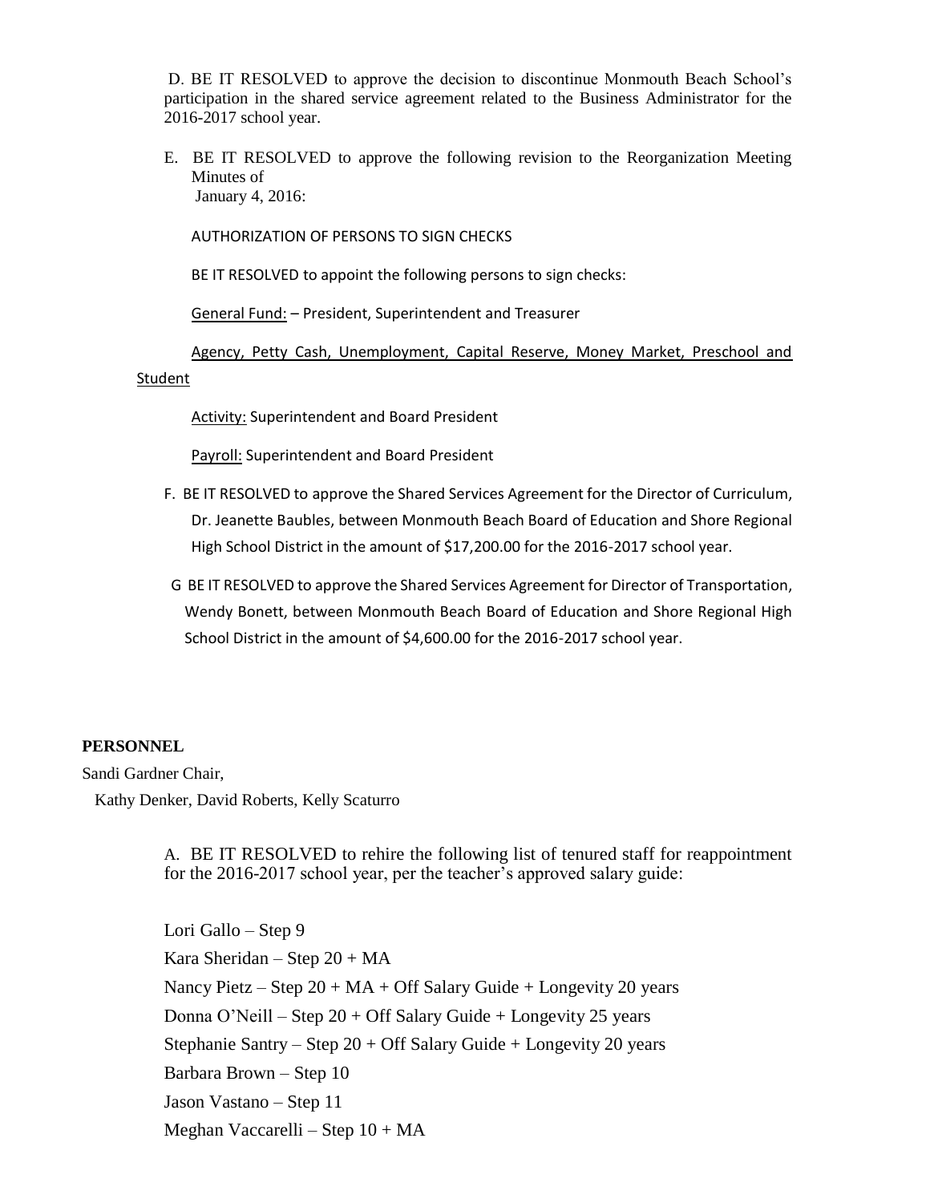D. BE IT RESOLVED to approve the decision to discontinue Monmouth Beach School's participation in the shared service agreement related to the Business Administrator for the 2016-2017 school year.

E. BE IT RESOLVED to approve the following revision to the Reorganization Meeting Minutes of January 4, 2016:

AUTHORIZATION OF PERSONS TO SIGN CHECKS

BE IT RESOLVED to appoint the following persons to sign checks:

General Fund: – President, Superintendent and Treasurer

Agency, Petty Cash, Unemployment, Capital Reserve, Money Market, Preschool and Student

Activity: Superintendent and Board President

Payroll: Superintendent and Board President

F. BE IT RESOLVED to approve the Shared Services Agreement for the Director of Curriculum, Dr. Jeanette Baubles, between Monmouth Beach Board of Education and Shore Regional High School District in the amount of $17,200.00 for the 2016-2017 school year.

G BE IT RESOLVED to approve the Shared Services Agreement for Director of Transportation, Wendy Bonett, between Monmouth Beach Board of Education and Shore Regional High School District in the amount of $4,600.00 for the 2016-2017 school year.

**PERSONNEL**

Sandi Gardner Chair,

Kathy Denker, David Roberts, Kelly Scaturro

A. BE IT RESOLVED to rehire the following list of tenured staff for reappointment for the 2016-2017 school year, per the teacher's approved salary guide:

Lori Gallo – Step 9

Kara Sheridan – Step 20 + MA

Nancy Pietz – Step 20 + MA + Off Salary Guide + Longevity 20 years

Donna O'Neill – Step 20 + Off Salary Guide + Longevity 25 years

Stephanie Santry – Step 20 + Off Salary Guide + Longevity 20 years

Barbara Brown – Step 10

Jason Vastano – Step 11

Meghan Vaccarelli – Step 10 + MA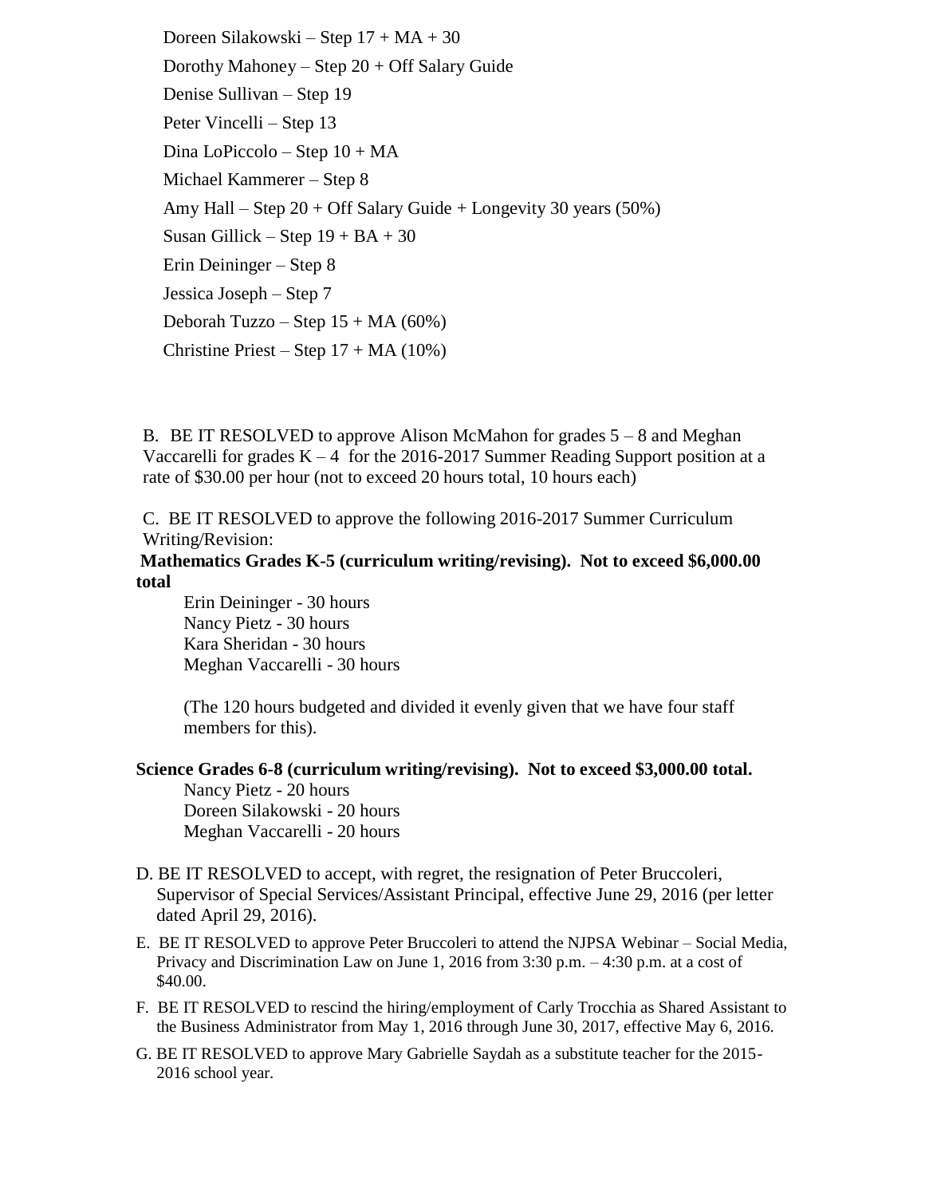Doreen Silakowski – Step 17 + MA + 30

Dorothy Mahoney – Step 20 + Off Salary Guide

Denise Sullivan – Step 19

Peter Vincelli – Step 13

Dina LoPiccolo – Step 10 + MA

Michael Kammerer – Step 8

Amy Hall – Step 20 + Off Salary Guide + Longevity 30 years (50%)

Susan Gillick – Step 19 + BA + 30

Erin Deininger – Step 8

Jessica Joseph – Step 7

Deborah Tuzzo – Step 15 + MA (60%)

Christine Priest – Step 17 + MA (10%)

B. BE IT RESOLVED to approve Alison McMahon for grades 5 – 8 and Meghan Vaccarelli for grades K – 4 for the 2016-2017 Summer Reading Support position at a rate of $30.00 per hour (not to exceed 20 hours total, 10 hours each)

C. BE IT RESOLVED to approve the following 2016-2017 Summer Curriculum Writing/Revision:

**Mathematics Grades K-5 (curriculum writing/revising). Not to exceed $6,000.00 total**

Erin Deininger - 30 hours
Nancy Pietz - 30 hours
Kara Sheridan - 30 hours
Meghan Vaccarelli - 30 hours

(The 120 hours budgeted and divided it evenly given that we have four staff members for this).

**Science Grades 6-8 (curriculum writing/revising). Not to exceed $3,000.00 total.**

Nancy Pietz - 20 hours
Doreen Silakowski - 20 hours
Meghan Vaccarelli - 20 hours

D. BE IT RESOLVED to accept, with regret, the resignation of Peter Bruccoleri, Supervisor of Special Services/Assistant Principal, effective June 29, 2016 (per letter dated April 29, 2016).

E. BE IT RESOLVED to approve Peter Bruccoleri to attend the NJPSA Webinar – Social Media, Privacy and Discrimination Law on June 1, 2016 from 3:30 p.m. – 4:30 p.m. at a cost of $40.00.

F. BE IT RESOLVED to rescind the hiring/employment of Carly Trocchia as Shared Assistant to the Business Administrator from May 1, 2016 through June 30, 2017, effective May 6, 2016.

G. BE IT RESOLVED to approve Mary Gabrielle Saydah as a substitute teacher for the 2015-2016 school year.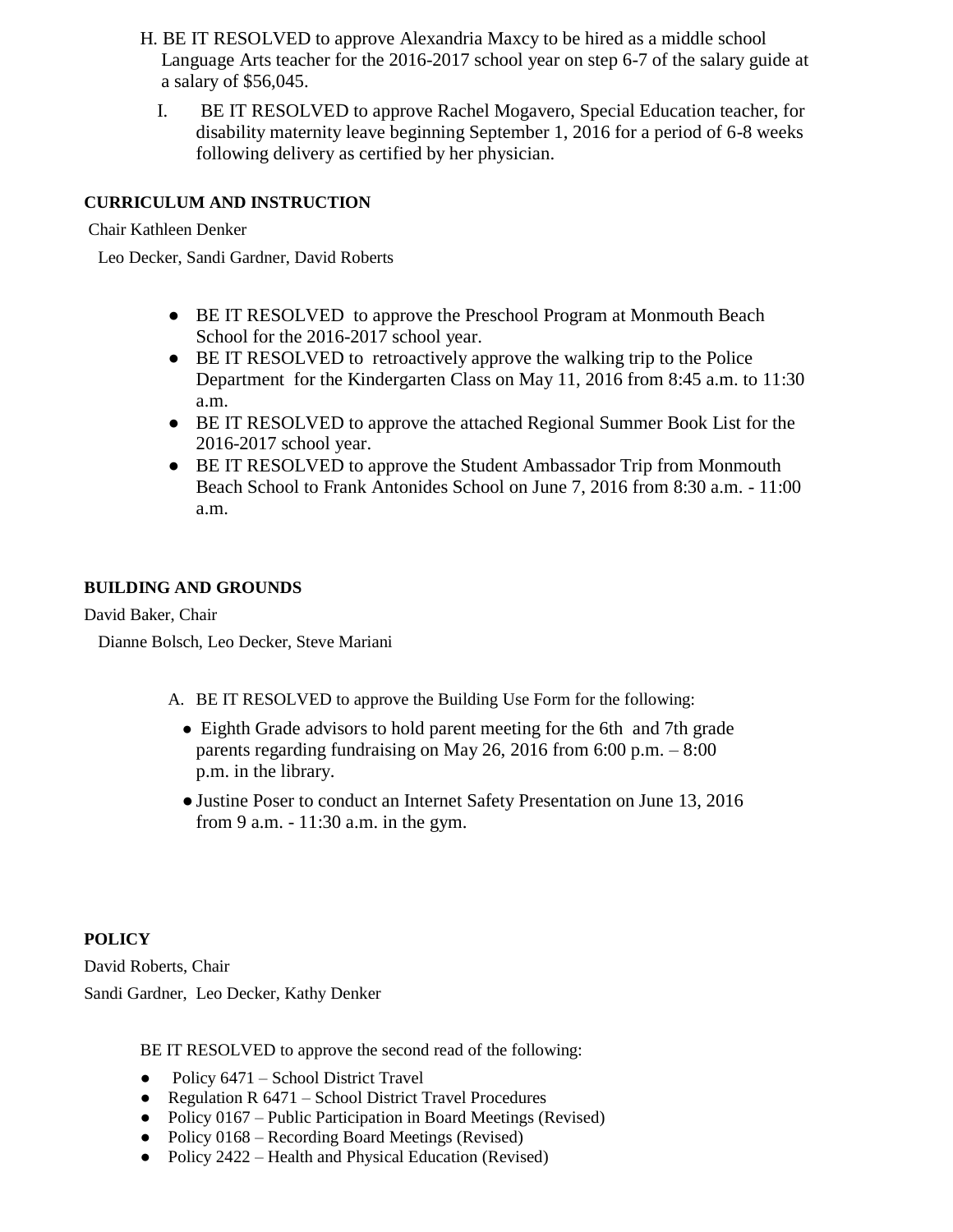H. BE IT RESOLVED to approve Alexandria Maxcy to be hired as a middle school Language Arts teacher for the 2016-2017 school year on step 6-7 of the salary guide at a salary of $56,045.

I. BE IT RESOLVED to approve Rachel Mogavero, Special Education teacher, for disability maternity leave beginning September 1, 2016 for a period of 6-8 weeks following delivery as certified by her physician.

**CURRICULUM AND INSTRUCTION**

Chair Kathleen Denker

Leo Decker, Sandi Gardner, David Roberts

- BE IT RESOLVED to approve the Preschool Program at Monmouth Beach School for the 2016-2017 school year.
- BE IT RESOLVED to retroactively approve the walking trip to the Police Department for the Kindergarten Class on May 11, 2016 from 8:45 a.m. to 11:30 a.m.
- BE IT RESOLVED to approve the attached Regional Summer Book List for the 2016-2017 school year.
- BE IT RESOLVED to approve the Student Ambassador Trip from Monmouth Beach School to Frank Antonides School on June 7, 2016 from 8:30 a.m. - 11:00 a.m.

**BUILDING AND GROUNDS**

David Baker, Chair

Dianne Bolsch, Leo Decker, Steve Mariani

A. BE IT RESOLVED to approve the Building Use Form for the following:

- Eighth Grade advisors to hold parent meeting for the 6th and 7th grade parents regarding fundraising on May 26, 2016 from 6:00 p.m. – 8:00 p.m. in the library.
- Justine Poser to conduct an Internet Safety Presentation on June 13, 2016 from 9 a.m. - 11:30 a.m. in the gym.

**POLICY**

David Roberts, Chair

Sandi Gardner, Leo Decker, Kathy Denker

BE IT RESOLVED to approve the second read of the following:

- Policy 6471 – School District Travel
- Regulation R 6471 – School District Travel Procedures
- Policy 0167 – Public Participation in Board Meetings (Revised)
- Policy 0168 – Recording Board Meetings (Revised)
- Policy 2422 – Health and Physical Education (Revised)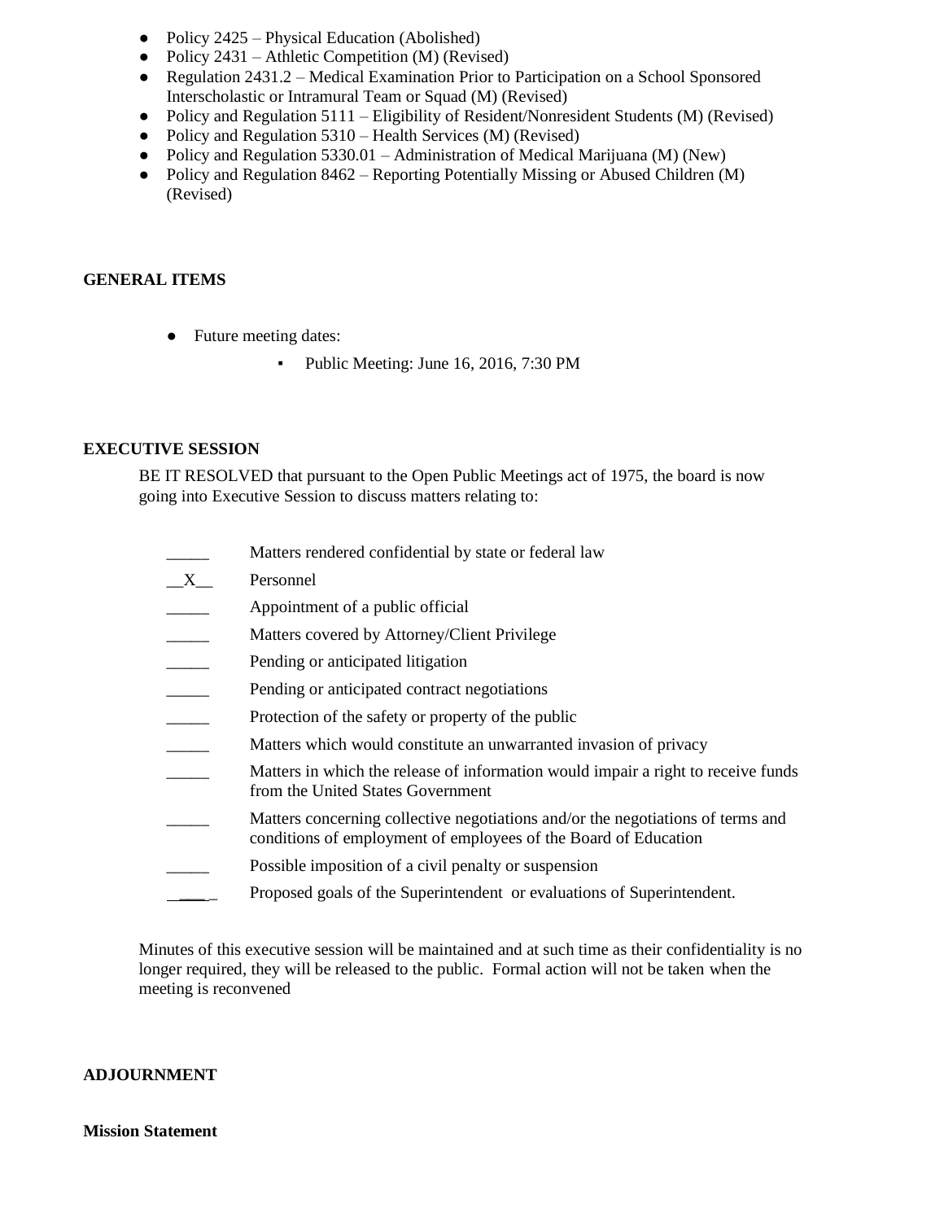- Policy 2425 – Physical Education (Abolished)
- Policy 2431 – Athletic Competition (M) (Revised)
- Regulation 2431.2 – Medical Examination Prior to Participation on a School Sponsored Interscholastic or Intramural Team or Squad (M) (Revised)
- Policy and Regulation 5111 – Eligibility of Resident/Nonresident Students (M) (Revised)
- Policy and Regulation 5310 – Health Services (M) (Revised)
- Policy and Regulation 5330.01 – Administration of Medical Marijuana (M) (New)
- Policy and Regulation 8462 – Reporting Potentially Missing or Abused Children (M) (Revised)

**GENERAL ITEMS**

- Future meeting dates:
  - Public Meeting: June 16, 2016, 7:30 PM

**EXECUTIVE SESSION**

BE IT RESOLVED that pursuant to the Open Public Meetings act of 1975, the board is now going into Executive Session to discuss matters relating to:

_____ Matters rendered confidential by state or federal law

__X__ Personnel

_____ Appointment of a public official

_____ Matters covered by Attorney/Client Privilege

_____ Pending or anticipated litigation

_____ Pending or anticipated contract negotiations

_____ Protection of the safety or property of the public

_____ Matters which would constitute an unwarranted invasion of privacy

_____ Matters in which the release of information would impair a right to receive funds from the United States Government

_____ Matters concerning collective negotiations and/or the negotiations of terms and conditions of employment of employees of the Board of Education

_____ Possible imposition of a civil penalty or suspension

_____ Proposed goals of the Superintendent or evaluations of Superintendent.

Minutes of this executive session will be maintained and at such time as their confidentiality is no longer required, they will be released to the public. Formal action will not be taken when the meeting is reconvened

**ADJOURNMENT**

**Mission Statement**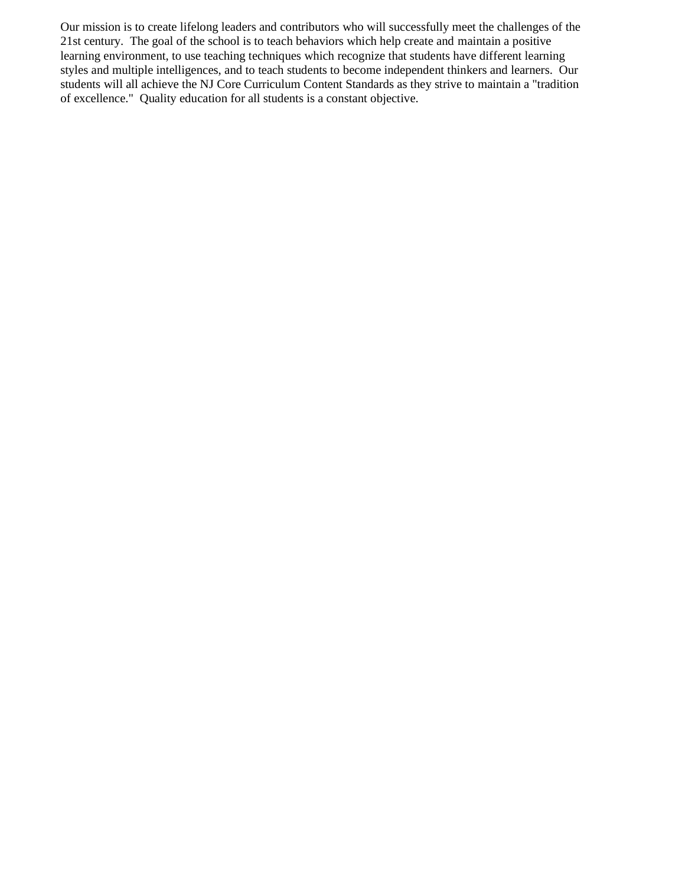Our mission is to create lifelong leaders and contributors who will successfully meet the challenges of the 21st century. The goal of the school is to teach behaviors which help create and maintain a positive learning environment, to use teaching techniques which recognize that students have different learning styles and multiple intelligences, and to teach students to become independent thinkers and learners. Our students will all achieve the NJ Core Curriculum Content Standards as they strive to maintain a "tradition of excellence." Quality education for all students is a constant objective.